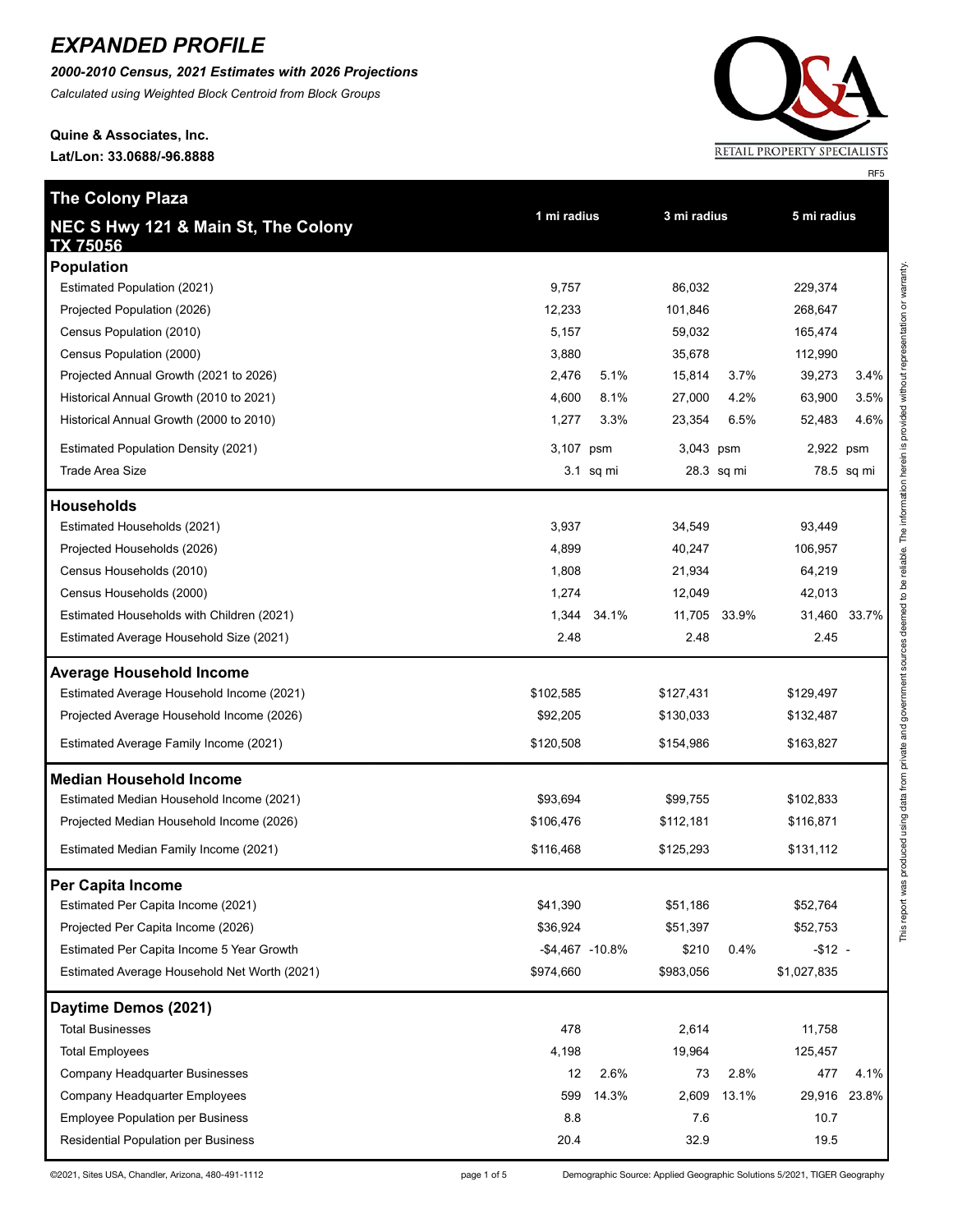# EXPANDED PROFILE

***2000-2010 Census, 2021 Estimates with 2026 Projections***

*Calculated using Weighted Block Centroid from Block Groups*

**Quine & Associates, Inc.**

**Lat/Lon: 33.0688/-96.8888**

RETAIL PROPERTY SPECIALISTS

RF5

| **The Colony Plaza**<br>**NEC S Hwy 121 & Main St, The Colony TX 75056** | 1 mi radius | | 3 mi radius | | 5 mi radius | |
|---|---|---|---|---|---|---|
| **Population** | | | | | | |
| Estimated Population (2021) | 9,757 | | 86,032 | | 229,374 | |
| Projected Population (2026) | 12,233 | | 101,846 | | 268,647 | |
| Census Population (2010) | 5,157 | | 59,032 | | 165,474 | |
| Census Population (2000) | 3,880 | | 35,678 | | 112,990 | |
| Projected Annual Growth (2021 to 2026) | 2,476 | 5.1% | 15,814 | 3.7% | 39,273 | 3.4% |
| Historical Annual Growth (2010 to 2021) | 4,600 | 8.1% | 27,000 | 4.2% | 63,900 | 3.5% |
| Historical Annual Growth (2000 to 2010) | 1,277 | 3.3% | 23,354 | 6.5% | 52,483 | 4.6% |
| Estimated Population Density (2021) | 3,107 | psm | 3,043 | psm | 2,922 | psm |
| Trade Area Size | 3.1 | sq mi | 28.3 | sq mi | 78.5 | sq mi |
| **Households** | | | | | | |
| Estimated Households (2021) | 3,937 | | 34,549 | | 93,449 | |
| Projected Households (2026) | 4,899 | | 40,247 | | 106,957 | |
| Census Households (2010) | 1,808 | | 21,934 | | 64,219 | |
| Census Households (2000) | 1,274 | | 12,049 | | 42,013 | |
| Estimated Households with Children (2021) | 1,344 | 34.1% | 11,705 | 33.9% | 31,460 | 33.7% |
| Estimated Average Household Size (2021) | 2.48 | | 2.48 | | 2.45 | |
| **Average Household Income** | | | | | | |
| Estimated Average Household Income (2021) | $102,585 | | $127,431 | | $129,497 | |
| Projected Average Household Income (2026) | $92,205 | | $130,033 | | $132,487 | |
| Estimated Average Family Income (2021) | $120,508 | | $154,986 | | $163,827 | |
| **Median Household Income** | | | | | | |
| Estimated Median Household Income (2021) | $93,694 | | $99,755 | | $102,833 | |
| Projected Median Household Income (2026) | $106,476 | | $112,181 | | $116,871 | |
| Estimated Median Family Income (2021) | $116,468 | | $125,293 | | $131,112 | |
| **Per Capita Income** | | | | | | |
| Estimated Per Capita Income (2021) | $41,390 | | $51,186 | | $52,764 | |
| Projected Per Capita Income (2026) | $36,924 | | $51,397 | | $52,753 | |
| Estimated Per Capita Income 5 Year Growth | -$4,467 | -10.8% | $210 | 0.4% | -$12 | - |
| Estimated Average Household Net Worth (2021) | $974,660 | | $983,056 | | $1,027,835 | |
| **Daytime Demos (2021)** | | | | | | |
| Total Businesses | 478 | | 2,614 | | 11,758 | |
| Total Employees | 4,198 | | 19,964 | | 125,457 | |
| Company Headquarter Businesses | 12 | 2.6% | 73 | 2.8% | 477 | 4.1% |
| Company Headquarter Employees | 599 | 14.3% | 2,609 | 13.1% | 29,916 | 23.8% |
| Employee Population per Business | 8.8 | | 7.6 | | 10.7 | |
| Residential Population per Business | 20.4 | | 32.9 | | 19.5 | |

This report was produced using data from private and government sources deemed to be reliable. The information herein is provided without representation or warranty.

©2021, Sites USA, Chandler, Arizona, 480-491-1112 — Demographic Source: Applied Geographic Solutions 5/2021, TIGER Geography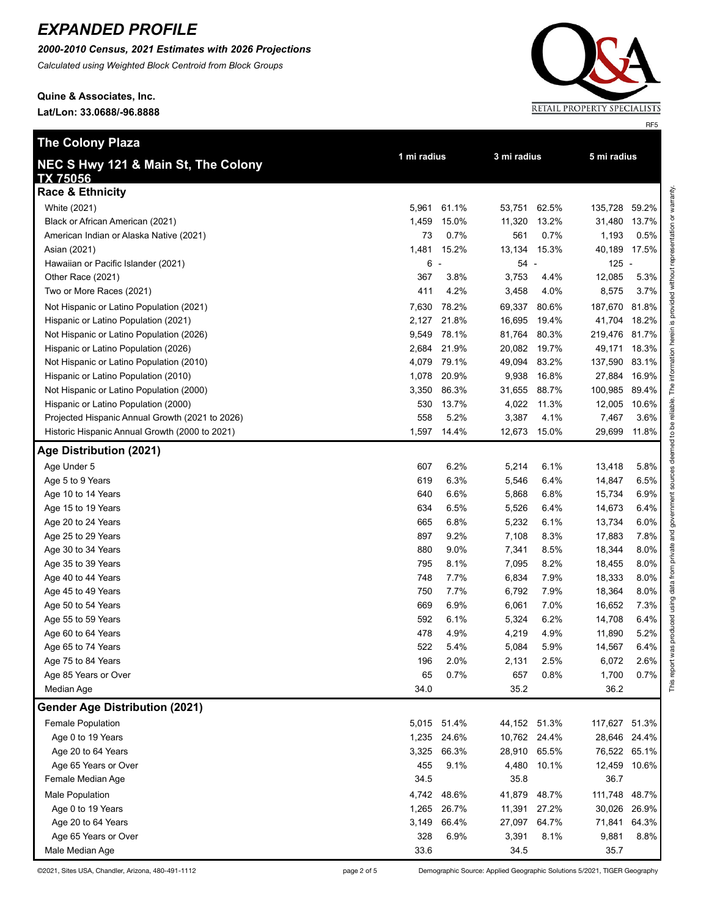# EXPANDED PROFILE

***2000-2010 Census, 2021 Estimates with 2026 Projections***

*Calculated using Weighted Block Centroid from Block Groups*

**Quine & Associates, Inc.**

**Lat/Lon: 33.0688/-96.8888**

RETAIL PROPERTY SPECIALISTS

RF5

This report was produced using data from private and government sources deemed to be reliable. The information herein is provided without representation or warranty.

## The Colony Plaza

## NEC S Hwy 121 & Main St, The Colony TX 75056

| | 1 mi radius | | 3 mi radius | | 5 mi radius | |
|---|---|---|---|---|---|---|
| **Race & Ethnicity** | | | | | | |
| White (2021) | 5,961 | 61.1% | 53,751 | 62.5% | 135,728 | 59.2% |
| Black or African American (2021) | 1,459 | 15.0% | 11,320 | 13.2% | 31,480 | 13.7% |
| American Indian or Alaska Native (2021) | 73 | 0.7% | 561 | 0.7% | 1,193 | 0.5% |
| Asian (2021) | 1,481 | 15.2% | 13,134 | 15.3% | 40,189 | 17.5% |
| Hawaiian or Pacific Islander (2021) | 6 | - | 54 | - | 125 | - |
| Other Race (2021) | 367 | 3.8% | 3,753 | 4.4% | 12,085 | 5.3% |
| Two or More Races (2021) | 411 | 4.2% | 3,458 | 4.0% | 8,575 | 3.7% |
| Not Hispanic or Latino Population (2021) | 7,630 | 78.2% | 69,337 | 80.6% | 187,670 | 81.8% |
| Hispanic or Latino Population (2021) | 2,127 | 21.8% | 16,695 | 19.4% | 41,704 | 18.2% |
| Not Hispanic or Latino Population (2026) | 9,549 | 78.1% | 81,764 | 80.3% | 219,476 | 81.7% |
| Hispanic or Latino Population (2026) | 2,684 | 21.9% | 20,082 | 19.7% | 49,171 | 18.3% |
| Not Hispanic or Latino Population (2010) | 4,079 | 79.1% | 49,094 | 83.2% | 137,590 | 83.1% |
| Hispanic or Latino Population (2010) | 1,078 | 20.9% | 9,938 | 16.8% | 27,884 | 16.9% |
| Not Hispanic or Latino Population (2000) | 3,350 | 86.3% | 31,655 | 88.7% | 100,985 | 89.4% |
| Hispanic or Latino Population (2000) | 530 | 13.7% | 4,022 | 11.3% | 12,005 | 10.6% |
| Projected Hispanic Annual Growth (2021 to 2026) | 558 | 5.2% | 3,387 | 4.1% | 7,467 | 3.6% |
| Historic Hispanic Annual Growth (2000 to 2021) | 1,597 | 14.4% | 12,673 | 15.0% | 29,699 | 11.8% |
| **Age Distribution (2021)** | | | | | | |
| Age Under 5 | 607 | 6.2% | 5,214 | 6.1% | 13,418 | 5.8% |
| Age 5 to 9 Years | 619 | 6.3% | 5,546 | 6.4% | 14,847 | 6.5% |
| Age 10 to 14 Years | 640 | 6.6% | 5,868 | 6.8% | 15,734 | 6.9% |
| Age 15 to 19 Years | 634 | 6.5% | 5,526 | 6.4% | 14,673 | 6.4% |
| Age 20 to 24 Years | 665 | 6.8% | 5,232 | 6.1% | 13,734 | 6.0% |
| Age 25 to 29 Years | 897 | 9.2% | 7,108 | 8.3% | 17,883 | 7.8% |
| Age 30 to 34 Years | 880 | 9.0% | 7,341 | 8.5% | 18,344 | 8.0% |
| Age 35 to 39 Years | 795 | 8.1% | 7,095 | 8.2% | 18,455 | 8.0% |
| Age 40 to 44 Years | 748 | 7.7% | 6,834 | 7.9% | 18,333 | 8.0% |
| Age 45 to 49 Years | 750 | 7.7% | 6,792 | 7.9% | 18,364 | 8.0% |
| Age 50 to 54 Years | 669 | 6.9% | 6,061 | 7.0% | 16,652 | 7.3% |
| Age 55 to 59 Years | 592 | 6.1% | 5,324 | 6.2% | 14,708 | 6.4% |
| Age 60 to 64 Years | 478 | 4.9% | 4,219 | 4.9% | 11,890 | 5.2% |
| Age 65 to 74 Years | 522 | 5.4% | 5,084 | 5.9% | 14,567 | 6.4% |
| Age 75 to 84 Years | 196 | 2.0% | 2,131 | 2.5% | 6,072 | 2.6% |
| Age 85 Years or Over | 65 | 0.7% | 657 | 0.8% | 1,700 | 0.7% |
| Median Age | 34.0 | | 35.2 | | 36.2 | |
| **Gender Age Distribution (2021)** | | | | | | |
| Female Population | 5,015 | 51.4% | 44,152 | 51.3% | 117,627 | 51.3% |
| Age 0 to 19 Years | 1,235 | 24.6% | 10,762 | 24.4% | 28,646 | 24.4% |
| Age 20 to 64 Years | 3,325 | 66.3% | 28,910 | 65.5% | 76,522 | 65.1% |
| Age 65 Years or Over | 455 | 9.1% | 4,480 | 10.1% | 12,459 | 10.6% |
| Female Median Age | 34.5 | | 35.8 | | 36.7 | |
| Male Population | 4,742 | 48.6% | 41,879 | 48.7% | 111,748 | 48.7% |
| Age 0 to 19 Years | 1,265 | 26.7% | 11,391 | 27.2% | 30,026 | 26.9% |
| Age 20 to 64 Years | 3,149 | 66.4% | 27,097 | 64.7% | 71,841 | 64.3% |
| Age 65 Years or Over | 328 | 6.9% | 3,391 | 8.1% | 9,881 | 8.8% |
| Male Median Age | 33.6 | | 34.5 | | 35.7 | |

©2021, Sites USA, Chandler, Arizona, 480-491-1112

Demographic Source: Applied Geographic Solutions 5/2021, TIGER Geography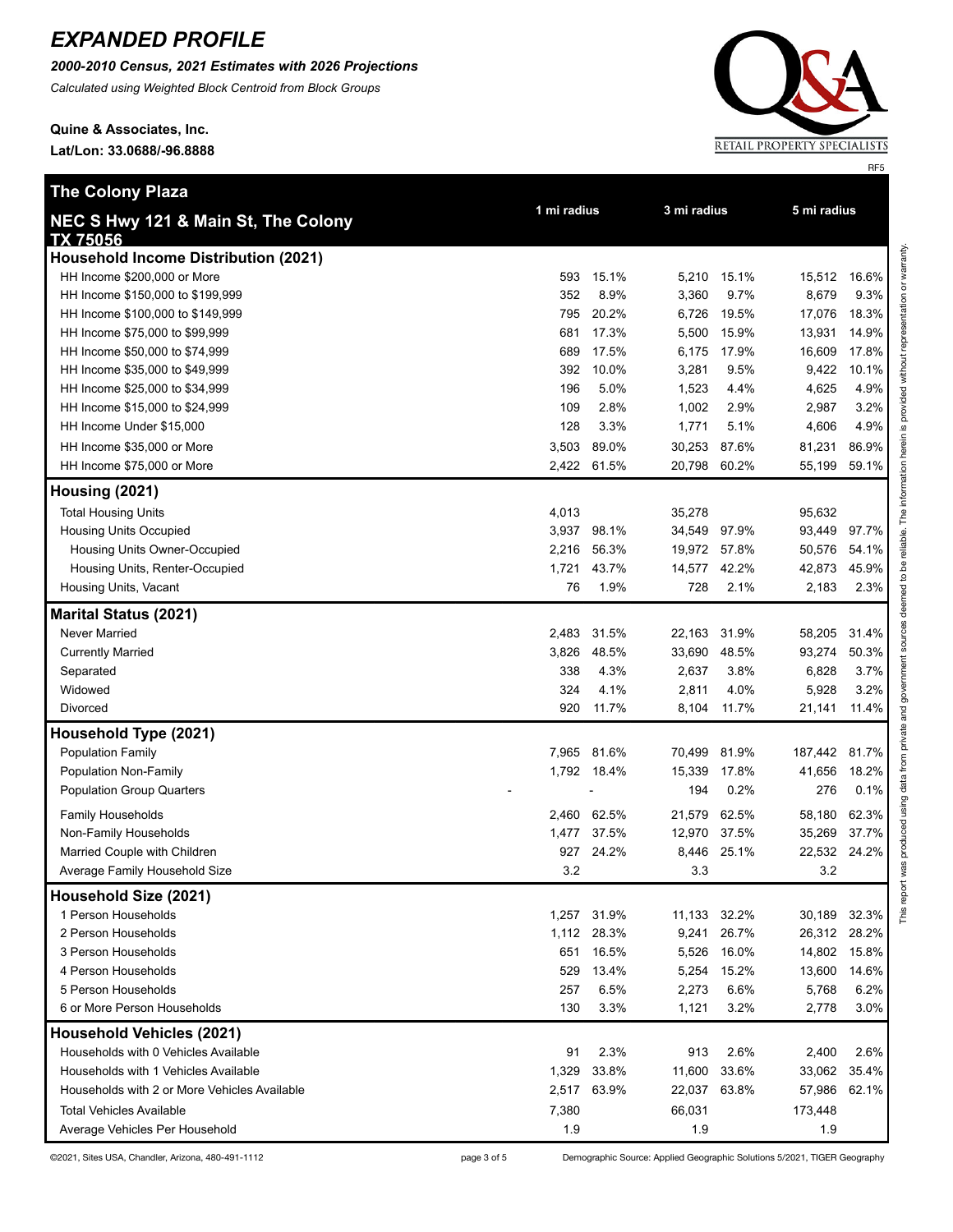# EXPANDED PROFILE

***2000-2010 Census, 2021 Estimates with 2026 Projections***

*Calculated using Weighted Block Centroid from Block Groups*

**Quine & Associates, Inc.**

**Lat/Lon: 33.0688/-96.8888**

RETAIL PROPERTY SPECIALISTS

RF5

| **The Colony Plaza** **NEC S Hwy 121 & Main St, The Colony TX 75056** | 1 mi radius | | 3 mi radius | | 5 mi radius | |
|---|---|---|---|---|---|---|
| **Household Income Distribution (2021)** | | | | | | |
| HH Income $200,000 or More | 593 | 15.1% | 5,210 | 15.1% | 15,512 | 16.6% |
| HH Income $150,000 to $199,999 | 352 | 8.9% | 3,360 | 9.7% | 8,679 | 9.3% |
| HH Income $100,000 to $149,999 | 795 | 20.2% | 6,726 | 19.5% | 17,076 | 18.3% |
| HH Income $75,000 to $99,999 | 681 | 17.3% | 5,500 | 15.9% | 13,931 | 14.9% |
| HH Income $50,000 to $74,999 | 689 | 17.5% | 6,175 | 17.9% | 16,609 | 17.8% |
| HH Income $35,000 to $49,999 | 392 | 10.0% | 3,281 | 9.5% | 9,422 | 10.1% |
| HH Income $25,000 to $34,999 | 196 | 5.0% | 1,523 | 4.4% | 4,625 | 4.9% |
| HH Income $15,000 to $24,999 | 109 | 2.8% | 1,002 | 2.9% | 2,987 | 3.2% |
| HH Income Under $15,000 | 128 | 3.3% | 1,771 | 5.1% | 4,606 | 4.9% |
| HH Income $35,000 or More | 3,503 | 89.0% | 30,253 | 87.6% | 81,231 | 86.9% |
| HH Income $75,000 or More | 2,422 | 61.5% | 20,798 | 60.2% | 55,199 | 59.1% |
| **Housing (2021)** | | | | | | |
| Total Housing Units | 4,013 | | 35,278 | | 95,632 | |
| Housing Units Occupied | 3,937 | 98.1% | 34,549 | 97.9% | 93,449 | 97.7% |
| Housing Units Owner-Occupied | 2,216 | 56.3% | 19,972 | 57.8% | 50,576 | 54.1% |
| Housing Units, Renter-Occupied | 1,721 | 43.7% | 14,577 | 42.2% | 42,873 | 45.9% |
| Housing Units, Vacant | 76 | 1.9% | 728 | 2.1% | 2,183 | 2.3% |
| **Marital Status (2021)** | | | | | | |
| Never Married | 2,483 | 31.5% | 22,163 | 31.9% | 58,205 | 31.4% |
| Currently Married | 3,826 | 48.5% | 33,690 | 48.5% | 93,274 | 50.3% |
| Separated | 338 | 4.3% | 2,637 | 3.8% | 6,828 | 3.7% |
| Widowed | 324 | 4.1% | 2,811 | 4.0% | 5,928 | 3.2% |
| Divorced | 920 | 11.7% | 8,104 | 11.7% | 21,141 | 11.4% |
| **Household Type (2021)** | | | | | | |
| Population Family | 7,965 | 81.6% | 70,499 | 81.9% | 187,442 | 81.7% |
| Population Non-Family | 1,792 | 18.4% | 15,339 | 17.8% | 41,656 | 18.2% |
| Population Group Quarters | - | - | 194 | 0.2% | 276 | 0.1% |
| Family Households | 2,460 | 62.5% | 21,579 | 62.5% | 58,180 | 62.3% |
| Non-Family Households | 1,477 | 37.5% | 12,970 | 37.5% | 35,269 | 37.7% |
| Married Couple with Children | 927 | 24.2% | 8,446 | 25.1% | 22,532 | 24.2% |
| Average Family Household Size | 3.2 | | 3.3 | | 3.2 | |
| **Household Size (2021)** | | | | | | |
| 1 Person Households | 1,257 | 31.9% | 11,133 | 32.2% | 30,189 | 32.3% |
| 2 Person Households | 1,112 | 28.3% | 9,241 | 26.7% | 26,312 | 28.2% |
| 3 Person Households | 651 | 16.5% | 5,526 | 16.0% | 14,802 | 15.8% |
| 4 Person Households | 529 | 13.4% | 5,254 | 15.2% | 13,600 | 14.6% |
| 5 Person Households | 257 | 6.5% | 2,273 | 6.6% | 5,768 | 6.2% |
| 6 or More Person Households | 130 | 3.3% | 1,121 | 3.2% | 2,778 | 3.0% |
| **Household Vehicles (2021)** | | | | | | |
| Households with 0 Vehicles Available | 91 | 2.3% | 913 | 2.6% | 2,400 | 2.6% |
| Households with 1 Vehicles Available | 1,329 | 33.8% | 11,600 | 33.6% | 33,062 | 35.4% |
| Households with 2 or More Vehicles Available | 2,517 | 63.9% | 22,037 | 63.8% | 57,986 | 62.1% |
| Total Vehicles Available | 7,380 | | 66,031 | | 173,448 | |
| Average Vehicles Per Household | 1.9 | | 1.9 | | 1.9 | |

This report was produced using data from private and government sources deemed to be reliable. The information herein is provided without representation or warranty.

©2021, Sites USA, Chandler, Arizona, 480-491-1112

Demographic Source: Applied Geographic Solutions 5/2021, TIGER Geography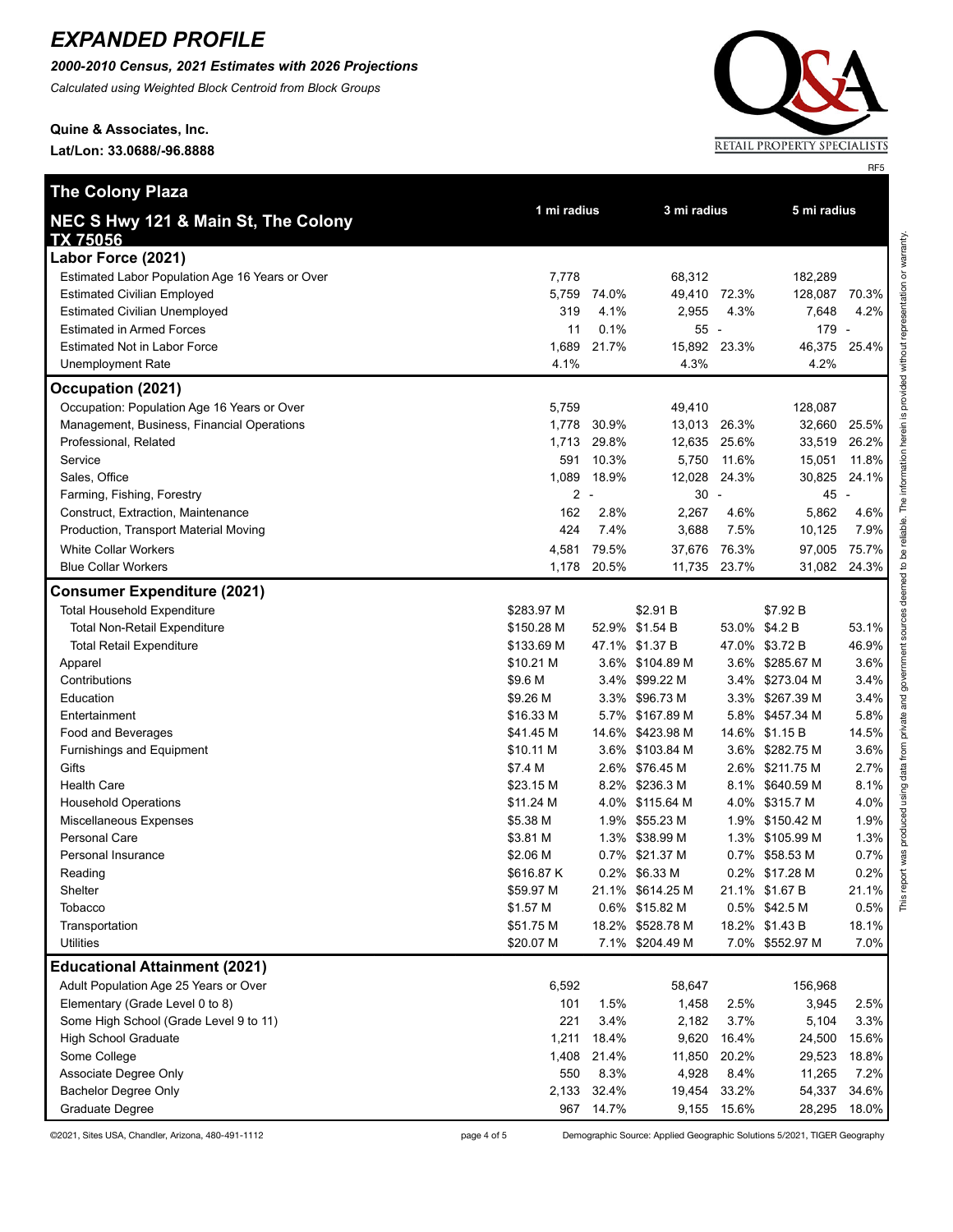# EXPANDED PROFILE

***2000-2010 Census, 2021 Estimates with 2026 Projections***

*Calculated using Weighted Block Centroid from Block Groups*

**Quine & Associates, Inc.**

**Lat/Lon: 33.0688/-96.8888**

RF5

## The Colony Plaza

## NEC S Hwy 121 & Main St, The Colony TX 75056

| | 1 mi radius | | 3 mi radius | | 5 mi radius | |
|---|---|---|---|---|---|---|
| **Labor Force (2021)** | | | | | | |
| Estimated Labor Population Age 16 Years or Over | 7,778 | | 68,312 | | 182,289 | |
| Estimated Civilian Employed | 5,759 | 74.0% | 49,410 | 72.3% | 128,087 | 70.3% |
| Estimated Civilian Unemployed | 319 | 4.1% | 2,955 | 4.3% | 7,648 | 4.2% |
| Estimated in Armed Forces | 11 | 0.1% | 55 | - | 179 | - |
| Estimated Not in Labor Force | 1,689 | 21.7% | 15,892 | 23.3% | 46,375 | 25.4% |
| Unemployment Rate | 4.1% | | 4.3% | | 4.2% | |
| **Occupation (2021)** | | | | | | |
| Occupation: Population Age 16 Years or Over | 5,759 | | 49,410 | | 128,087 | |
| Management, Business, Financial Operations | 1,778 | 30.9% | 13,013 | 26.3% | 32,660 | 25.5% |
| Professional, Related | 1,713 | 29.8% | 12,635 | 25.6% | 33,519 | 26.2% |
| Service | 591 | 10.3% | 5,750 | 11.6% | 15,051 | 11.8% |
| Sales, Office | 1,089 | 18.9% | 12,028 | 24.3% | 30,825 | 24.1% |
| Farming, Fishing, Forestry | 2 | - | 30 | - | 45 | - |
| Construct, Extraction, Maintenance | 162 | 2.8% | 2,267 | 4.6% | 5,862 | 4.6% |
| Production, Transport Material Moving | 424 | 7.4% | 3,688 | 7.5% | 10,125 | 7.9% |
| White Collar Workers | 4,581 | 79.5% | 37,676 | 76.3% | 97,005 | 75.7% |
| Blue Collar Workers | 1,178 | 20.5% | 11,735 | 23.7% | 31,082 | 24.3% |
| **Consumer Expenditure (2021)** | | | | | | |
| Total Household Expenditure | $283.97 M | | $2.91 B | | $7.92 B | |
| Total Non-Retail Expenditure | $150.28 M | 52.9% | $1.54 B | 53.0% | $4.2 B | 53.1% |
| Total Retail Expenditure | $133.69 M | 47.1% | $1.37 B | 47.0% | $3.72 B | 46.9% |
| Apparel | $10.21 M | 3.6% | $104.89 M | 3.6% | $285.67 M | 3.6% |
| Contributions | $9.6 M | 3.4% | $99.22 M | 3.4% | $273.04 M | 3.4% |
| Education | $9.26 M | 3.3% | $96.73 M | 3.3% | $267.39 M | 3.4% |
| Entertainment | $16.33 M | 5.7% | $167.89 M | 5.8% | $457.34 M | 5.8% |
| Food and Beverages | $41.45 M | 14.6% | $423.98 M | 14.6% | $1.15 B | 14.5% |
| Furnishings and Equipment | $10.11 M | 3.6% | $103.84 M | 3.6% | $282.75 M | 3.6% |
| Gifts | $7.4 M | 2.6% | $76.45 M | 2.6% | $211.75 M | 2.7% |
| Health Care | $23.15 M | 8.2% | $236.3 M | 8.1% | $640.59 M | 8.1% |
| Household Operations | $11.24 M | 4.0% | $115.64 M | 4.0% | $315.7 M | 4.0% |
| Miscellaneous Expenses | $5.38 M | 1.9% | $55.23 M | 1.9% | $150.42 M | 1.9% |
| Personal Care | $3.81 M | 1.3% | $38.99 M | 1.3% | $105.99 M | 1.3% |
| Personal Insurance | $2.06 M | 0.7% | $21.37 M | 0.7% | $58.53 M | 0.7% |
| Reading | $616.87 K | 0.2% | $6.33 M | 0.2% | $17.28 M | 0.2% |
| Shelter | $59.97 M | 21.1% | $614.25 M | 21.1% | $1.67 B | 21.1% |
| Tobacco | $1.57 M | 0.6% | $15.82 M | 0.5% | $42.5 M | 0.5% |
| Transportation | $51.75 M | 18.2% | $528.78 M | 18.2% | $1.43 B | 18.1% |
| Utilities | $20.07 M | 7.1% | $204.49 M | 7.0% | $552.97 M | 7.0% |
| **Educational Attainment (2021)** | | | | | | |
| Adult Population Age 25 Years or Over | 6,592 | | 58,647 | | 156,968 | |
| Elementary (Grade Level 0 to 8) | 101 | 1.5% | 1,458 | 2.5% | 3,945 | 2.5% |
| Some High School (Grade Level 9 to 11) | 221 | 3.4% | 2,182 | 3.7% | 5,104 | 3.3% |
| High School Graduate | 1,211 | 18.4% | 9,620 | 16.4% | 24,500 | 15.6% |
| Some College | 1,408 | 21.4% | 11,850 | 20.2% | 29,523 | 18.8% |
| Associate Degree Only | 550 | 8.3% | 4,928 | 8.4% | 11,265 | 7.2% |
| Bachelor Degree Only | 2,133 | 32.4% | 19,454 | 33.2% | 54,337 | 34.6% |
| Graduate Degree | 967 | 14.7% | 9,155 | 15.6% | 28,295 | 18.0% |

This report was produced using data from private and government sources deemed to be reliable. The information herein is provided without representation or warranty.

©2021, Sites USA, Chandler, Arizona, 480-491-1112

Demographic Source: Applied Geographic Solutions 5/2021, TIGER Geography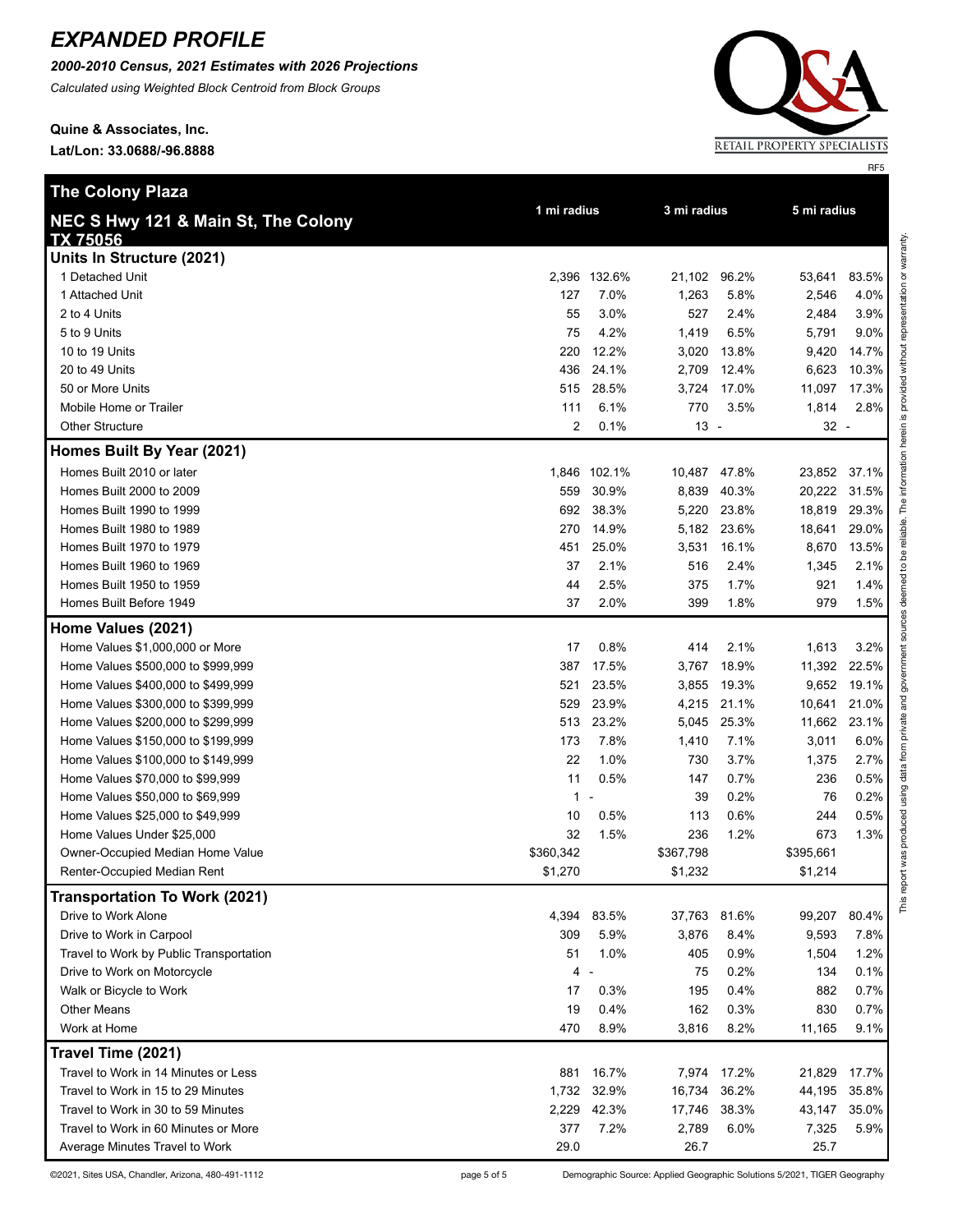# EXPANDED PROFILE

***2000-2010 Census, 2021 Estimates with 2026 Projections***

*Calculated using Weighted Block Centroid from Block Groups*

**Quine & Associates, Inc.**

**Lat/Lon: 33.0688/-96.8888**

RF5

| The Colony Plaza NEC S Hwy 121 & Main St, The Colony TX 75056 | 1 mi radius | | 3 mi radius | | 5 mi radius | |
|---|---|---|---|---|---|---|
| **Units In Structure (2021)** | | | | | | |
| 1 Detached Unit | 2,396 | 132.6% | 21,102 | 96.2% | 53,641 | 83.5% |
| 1 Attached Unit | 127 | 7.0% | 1,263 | 5.8% | 2,546 | 4.0% |
| 2 to 4 Units | 55 | 3.0% | 527 | 2.4% | 2,484 | 3.9% |
| 5 to 9 Units | 75 | 4.2% | 1,419 | 6.5% | 5,791 | 9.0% |
| 10 to 19 Units | 220 | 12.2% | 3,020 | 13.8% | 9,420 | 14.7% |
| 20 to 49 Units | 436 | 24.1% | 2,709 | 12.4% | 6,623 | 10.3% |
| 50 or More Units | 515 | 28.5% | 3,724 | 17.0% | 11,097 | 17.3% |
| Mobile Home or Trailer | 111 | 6.1% | 770 | 3.5% | 1,814 | 2.8% |
| Other Structure | 2 | 0.1% | 13 | - | 32 | - |
| **Homes Built By Year (2021)** | | | | | | |
| Homes Built 2010 or later | 1,846 | 102.1% | 10,487 | 47.8% | 23,852 | 37.1% |
| Homes Built 2000 to 2009 | 559 | 30.9% | 8,839 | 40.3% | 20,222 | 31.5% |
| Homes Built 1990 to 1999 | 692 | 38.3% | 5,220 | 23.8% | 18,819 | 29.3% |
| Homes Built 1980 to 1989 | 270 | 14.9% | 5,182 | 23.6% | 18,641 | 29.0% |
| Homes Built 1970 to 1979 | 451 | 25.0% | 3,531 | 16.1% | 8,670 | 13.5% |
| Homes Built 1960 to 1969 | 37 | 2.1% | 516 | 2.4% | 1,345 | 2.1% |
| Homes Built 1950 to 1959 | 44 | 2.5% | 375 | 1.7% | 921 | 1.4% |
| Homes Built Before 1949 | 37 | 2.0% | 399 | 1.8% | 979 | 1.5% |
| **Home Values (2021)** | | | | | | |
| Home Values $1,000,000 or More | 17 | 0.8% | 414 | 2.1% | 1,613 | 3.2% |
| Home Values $500,000 to $999,999 | 387 | 17.5% | 3,767 | 18.9% | 11,392 | 22.5% |
| Home Values $400,000 to $499,999 | 521 | 23.5% | 3,855 | 19.3% | 9,652 | 19.1% |
| Home Values $300,000 to $399,999 | 529 | 23.9% | 4,215 | 21.1% | 10,641 | 21.0% |
| Home Values $200,000 to $299,999 | 513 | 23.2% | 5,045 | 25.3% | 11,662 | 23.1% |
| Home Values $150,000 to $199,999 | 173 | 7.8% | 1,410 | 7.1% | 3,011 | 6.0% |
| Home Values $100,000 to $149,999 | 22 | 1.0% | 730 | 3.7% | 1,375 | 2.7% |
| Home Values $70,000 to $99,999 | 11 | 0.5% | 147 | 0.7% | 236 | 0.5% |
| Home Values $50,000 to $69,999 | 1 | - | 39 | 0.2% | 76 | 0.2% |
| Home Values $25,000 to $49,999 | 10 | 0.5% | 113 | 0.6% | 244 | 0.5% |
| Home Values Under $25,000 | 32 | 1.5% | 236 | 1.2% | 673 | 1.3% |
| Owner-Occupied Median Home Value | $360,342 | | $367,798 | | $395,661 | |
| Renter-Occupied Median Rent | $1,270 | | $1,232 | | $1,214 | |
| **Transportation To Work (2021)** | | | | | | |
| Drive to Work Alone | 4,394 | 83.5% | 37,763 | 81.6% | 99,207 | 80.4% |
| Drive to Work in Carpool | 309 | 5.9% | 3,876 | 8.4% | 9,593 | 7.8% |
| Travel to Work by Public Transportation | 51 | 1.0% | 405 | 0.9% | 1,504 | 1.2% |
| Drive to Work on Motorcycle | 4 | - | 75 | 0.2% | 134 | 0.1% |
| Walk or Bicycle to Work | 17 | 0.3% | 195 | 0.4% | 882 | 0.7% |
| Other Means | 19 | 0.4% | 162 | 0.3% | 830 | 0.7% |
| Work at Home | 470 | 8.9% | 3,816 | 8.2% | 11,165 | 9.1% |
| **Travel Time (2021)** | | | | | | |
| Travel to Work in 14 Minutes or Less | 881 | 16.7% | 7,974 | 17.2% | 21,829 | 17.7% |
| Travel to Work in 15 to 29 Minutes | 1,732 | 32.9% | 16,734 | 36.2% | 44,195 | 35.8% |
| Travel to Work in 30 to 59 Minutes | 2,229 | 42.3% | 17,746 | 38.3% | 43,147 | 35.0% |
| Travel to Work in 60 Minutes or More | 377 | 7.2% | 2,789 | 6.0% | 7,325 | 5.9% |
| Average Minutes Travel to Work | 29.0 | | 26.7 | | 25.7 | |

This report was produced using data from private and government sources deemed to be reliable. The information herein is provided without representation or warranty.

©2021, Sites USA, Chandler, Arizona, 480-491-1112

Demographic Source: Applied Geographic Solutions 5/2021, TIGER Geography